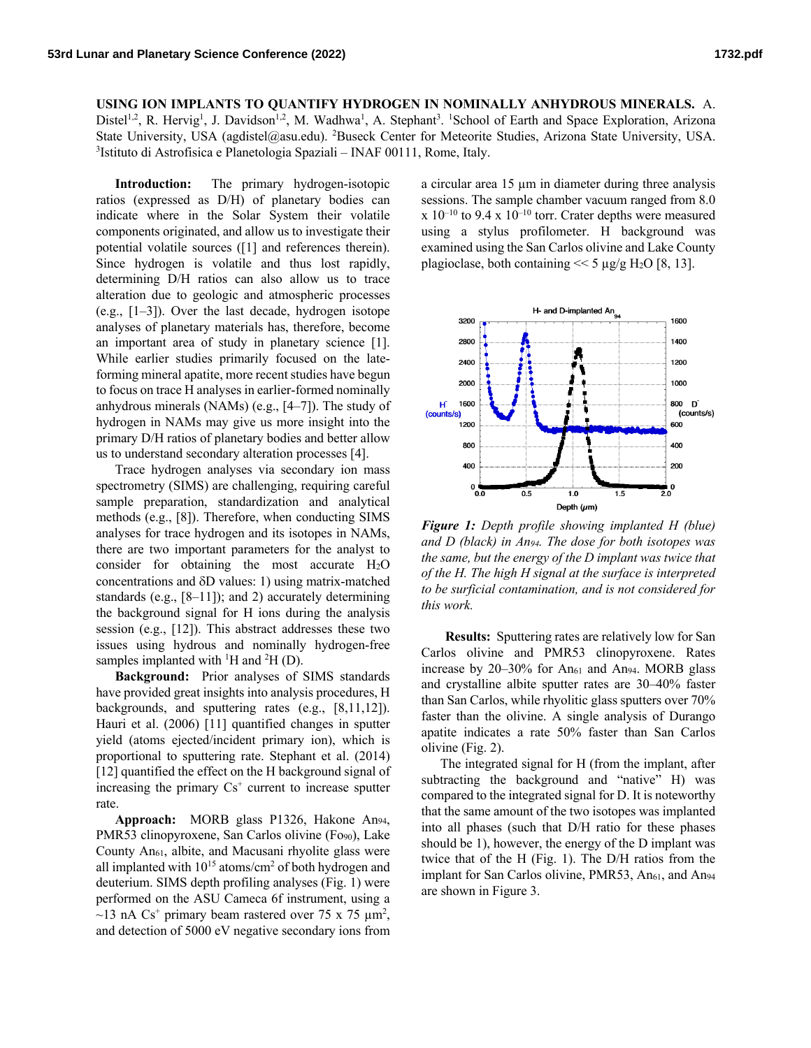# USING ION IMPLANTS TO QUANTIFY HYDROGEN IN NOMINALLY ANHYDROUS MINERALS.

A. Distel[1,2], R. Hervig[1], J. Davidson[1,2], M. Wadhwa[1], A. Stephant[3]. [1]School of Earth and Space Exploration, Arizona State University, USA (agdistel@asu.edu). [2]Buseck Center for Meteorite Studies, Arizona State University, USA. [3]Istituto di Astrofisica e Planetologia Spaziali – INAF 00111, Rome, Italy.

**Introduction:** The primary hydrogen-isotopic ratios (expressed as D/H) of planetary bodies can indicate where in the Solar System their volatile components originated, and allow us to investigate their potential volatile sources ([1] and references therein). Since hydrogen is volatile and thus lost rapidly, determining D/H ratios can also allow us to trace alteration due to geologic and atmospheric processes (e.g., [1–3]). Over the last decade, hydrogen isotope analyses of planetary materials has, therefore, become an important area of study in planetary science [1]. While earlier studies primarily focused on the late-forming mineral apatite, more recent studies have begun to focus on trace H analyses in earlier-formed nominally anhydrous minerals (NAMs) (e.g., [4–7]). The study of hydrogen in NAMs may give us more insight into the primary D/H ratios of planetary bodies and better allow us to understand secondary alteration processes [4].

Trace hydrogen analyses via secondary ion mass spectrometry (SIMS) are challenging, requiring careful sample preparation, standardization and analytical methods (e.g., [8]). Therefore, when conducting SIMS analyses for trace hydrogen and its isotopes in NAMs, there are two important parameters for the analyst to consider for obtaining the most accurate $H_2O$ concentrations and $\delta D$ values: 1) using matrix-matched standards (e.g., [8–11]); and 2) accurately determining the background signal for H ions during the analysis session (e.g., [12]). This abstract addresses these two issues using hydrous and nominally hydrogen-free samples implanted with $^{1}H$ and $^{2}H$ (D).

**Background:** Prior analyses of SIMS standards have provided great insights into analysis procedures, H backgrounds, and sputtering rates (e.g., [8,11,12]). Hauri et al. (2006) [11] quantified changes in sputter yield (atoms ejected/incident primary ion), which is proportional to sputtering rate. Stephant et al. (2014) [12] quantified the effect on the H background signal of increasing the primary $Cs^+$ current to increase sputter rate.

**Approach:** MORB glass P1326, Hakone $An_{94}$, PMR53 clinopyroxene, San Carlos olivine ($Fo_{90}$), Lake County $An_{61}$, albite, and Macusani rhyolite glass were all implanted with $10^{15}$ atoms/cm$^2$ of both hydrogen and deuterium. SIMS depth profiling analyses (Fig. 1) were performed on the ASU Cameca 6f instrument, using a ~13 nA $Cs^+$ primary beam rastered over 75 x 75 µm$^2$, and detection of 5000 eV negative secondary ions from a circular area 15 µm in diameter during three analysis sessions. The sample chamber vacuum ranged from 8.0 x $10^{-10}$ to 9.4 x $10^{-10}$ torr. Crater depths were measured using a stylus profilometer. H background was examined using the San Carlos olivine and Lake County plagioclase, both containing << 5 µg/g $H_2O$ [8, 13].

***Figure 1:*** *Depth profile showing implanted H (blue) and D (black) in $An_{94}$. The dose for both isotopes was the same, but the energy of the D implant was twice that of the H. The high H signal at the surface is interpreted to be surficial contamination, and is not considered for this work.*

**Results:** Sputtering rates are relatively low for San Carlos olivine and PMR53 clinopyroxene. Rates increase by 20–30% for $An_{61}$ and $An_{94}$. MORB glass and crystalline albite sputter rates are 30–40% faster than San Carlos, while rhyolitic glass sputters over 70% faster than the olivine. A single analysis of Durango apatite indicates a rate 50% faster than San Carlos olivine (Fig. 2).

The integrated signal for H (from the implant, after subtracting the background and "native" H) was compared to the integrated signal for D. It is noteworthy that the same amount of the two isotopes was implanted into all phases (such that D/H ratio for these phases should be 1), however, the energy of the D implant was twice that of the H (Fig. 1). The D/H ratios from the implant for San Carlos olivine, PMR53, $An_{61}$, and $An_{94}$ are shown in Figure 3.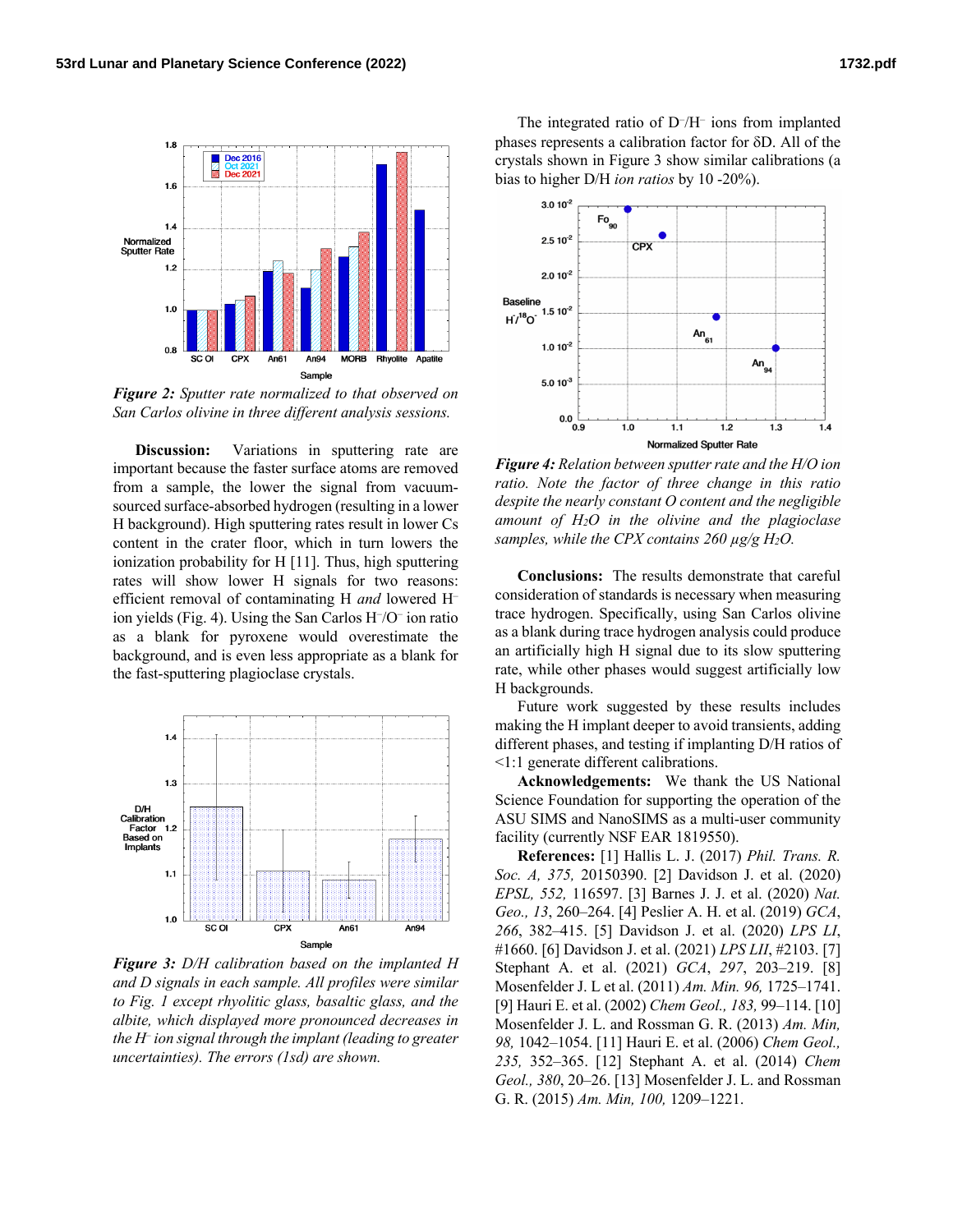1.8

Dec 2016
Oct 2021
Dec 2021

1.6

1.4

Normalized Sputter Rate

1.2

1.0

0.8

SC Ol CPX An61 An94 MORB Rhyolite Apatite

Sample

*Figure 2: Sputter rate normalized to that observed on San Carlos olivine in three different analysis sessions.*

**Discussion:** Variations in sputtering rate are important because the faster surface atoms are removed from a sample, the lower the signal from vacuum-sourced surface-absorbed hydrogen (resulting in a lower H background). High sputtering rates result in lower Cs content in the crater floor, which in turn lowers the ionization probability for H [11]. Thus, high sputtering rates will show lower H signals for two reasons: efficient removal of contaminating H *and* lowered $H^-$ ion yields (Fig. 4). Using the San Carlos $H^-/O^-$ ion ratio as a blank for pyroxene would overestimate the background, and is even less appropriate as a blank for the fast-sputtering plagioclase crystals.

1.4

1.3

D/H Calibration Factor Based on Implants 1.2

1.1

1.0

SC Ol CPX An61 An94

Sample

*Figure 3: D/H calibration based on the implanted H and D signals in each sample. All profiles were similar to Fig. 1 except rhyolitic glass, basaltic glass, and the albite, which displayed more pronounced decreases in the $H^-$ ion signal through the implant (leading to greater uncertainties). The errors (1sd) are shown.*

The integrated ratio of $D^-/H^-$ ions from implanted phases represents a calibration factor for δD. All of the crystals shown in Figure 3 show similar calibrations (a bias to higher D/H *ion ratios* by 10 -20%).

3.0 10-2

2.5 10-2

2.0 10-2

Baseline $H^-/^{18}O^-$ 1.5 10-2

1.0 10-2

5.0 10-3

0.0

0.9 1.0 1.1 1.2 1.3 1.4

Normalized Sputter Rate

$Fo_{90}$

CPX

$An_{61}$

$An_{94}$

*Figure 4: Relation between sputter rate and the H/O ion ratio. Note the factor of three change in this ratio despite the nearly constant O content and the negligible amount of $H_2O$ in the olivine and the plagioclase samples, while the CPX contains 260 µg/g $H_2O$.*

**Conclusions:** The results demonstrate that careful consideration of standards is necessary when measuring trace hydrogen. Specifically, using San Carlos olivine as a blank during trace hydrogen analysis could produce an artificially high H signal due to its slow sputtering rate, while other phases would suggest artificially low H backgrounds.

Future work suggested by these results includes making the H implant deeper to avoid transients, adding different phases, and testing if implanting D/H ratios of <1:1 generate different calibrations.

**Acknowledgements:** We thank the US National Science Foundation for supporting the operation of the ASU SIMS and NanoSIMS as a multi-user community facility (currently NSF EAR 1819550).

**References:** [1] Hallis L. J. (2017) *Phil. Trans. R. Soc. A, 375,* 20150390. [2] Davidson J. et al. (2020) *EPSL, 552,* 116597. [3] Barnes J. J. et al. (2020) *Nat. Geo., 13*, 260–264. [4] Peslier A. H. et al. (2019) *GCA*, *266*, 382–415. [5] Davidson J. et al. (2020) *LPS LI*, #1660. [6] Davidson J. et al. (2021) *LPS LII*, #2103. [7] Stephant A. et al. (2021) *GCA*, *297*, 203–219. [8] Mosenfelder J. L et al. (2011) *Am. Min. 96,* 1725–1741. [9] Hauri E. et al. (2002) *Chem Geol., 183,* 99–114. [10] Mosenfelder J. L. and Rossman G. R. (2013) *Am. Min, 98,* 1042–1054. [11] Hauri E. et al. (2006) *Chem Geol., 235,* 352–365. [12] Stephant A. et al. (2014) *Chem Geol., 380*, 20–26. [13] Mosenfelder J. L. and Rossman G. R. (2015) *Am. Min, 100,* 1209–1221.